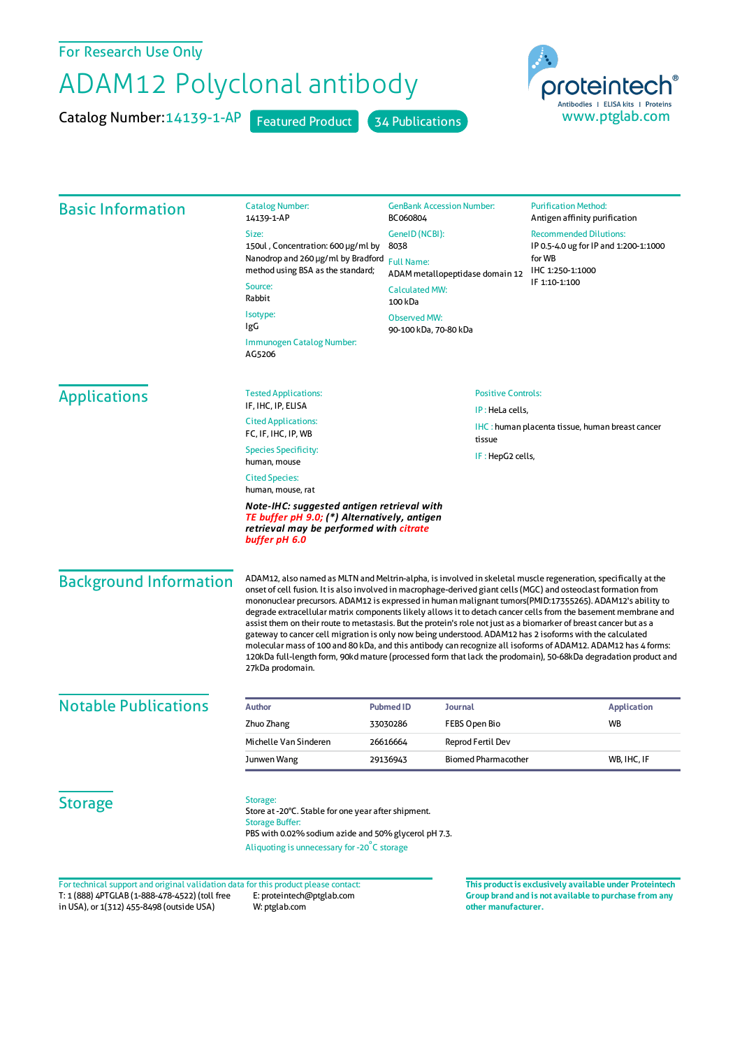For Research Use Only

# ADAM12 Polyclonal antibody

Catalog Number: 14139-1-AP    Featured Product    34 Publications

proteintech®
Antibodies | ELISA kits | Proteins
www.ptglab.com

## Basic Information

**Catalog Number:**
14139-1-AP

**Size:**
150ul , Concentration: 600 μg/ml by Nanodrop and 260 μg/ml by Bradford method using BSA as the standard;

**Source:**
Rabbit

**Isotype:**
IgG

**Immunogen Catalog Number:**
AG5206

**GenBank Accession Number:**
BC060804

**GeneID (NCBI):**
8038

**Full Name:**
ADAM metallopeptidase domain 12

**Calculated MW:**
100 kDa

**Observed MW:**
90-100 kDa, 70-80 kDa

**Purification Method:**
Antigen affinity purification

**Recommended Dilutions:**
IP 0.5-4.0 ug for IP and 1:200-1:1000 for WB
IHC 1:250-1:1000
IF 1:10-1:100

## Applications

**Tested Applications:**
IF, IHC, IP, ELISA

**Cited Applications:**
FC, IF, IHC, IP, WB

**Species Specificity:**
human, mouse

**Cited Species:**
human, mouse, rat

***Note-IHC: suggested antigen retrieval with TE buffer pH 9.0; (*) Alternatively, antigen retrieval may be performed with citrate buffer pH 6.0***

**Positive Controls:**

IP : HeLa cells,

IHC : human placenta tissue, human breast cancer tissue

IF : HepG2 cells,

## Background Information

ADAM12, also named as MLTN and Meltrin-alpha, is involved in skeletal muscle regeneration, specifically at the onset of cell fusion. It is also involved in macrophage-derived giant cells (MGC) and osteoclast formation from mononuclear precursors. ADAM12 is expressed in human malignant tumors(PMID:17355265). ADAM12's ability to degrade extracellular matrix components likely allows it to detach cancer cells from the basement membrane and assist them on their route to metastasis. But the protein's role not just as a biomarker of breast cancer but as a gateway to cancer cell migration is only now being understood. ADAM12 has 2 isoforms with the calculated molecular mass of 100 and 80 kDa, and this antibody can recognize all isoforms of ADAM12. ADAM12 has 4 forms: 120kDa full-length form, 90kd mature (processed form that lack the prodomain), 50-68kDa degradation product and 27kDa prodomain.

## Notable Publications

| Author | Pubmed ID | Journal | Application |
|---|---|---|---|
| Zhuo Zhang | 33030286 | FEBS Open Bio | WB |
| Michelle Van Sinderen | 26616664 | Reprod Fertil Dev | |
| Junwen Wang | 29136943 | Biomed Pharmacother | WB, IHC, IF |

## Storage

**Storage:**
Store at -20°C. Stable for one year after shipment.

**Storage Buffer:**
PBS with 0.02% sodium azide and 50% glycerol pH 7.3.

Aliquoting is unnecessary for -20°C storage

For technical support and original validation data for this product please contact:
T: 1 (888) 4PTGLAB (1-888-478-4522) (toll free in USA), or 1(312) 455-8498 (outside USA)
E: proteintech@ptglab.com
W: ptglab.com

**This product is exclusively available under Proteintech Group brand and is not available to purchase from any other manufacturer.**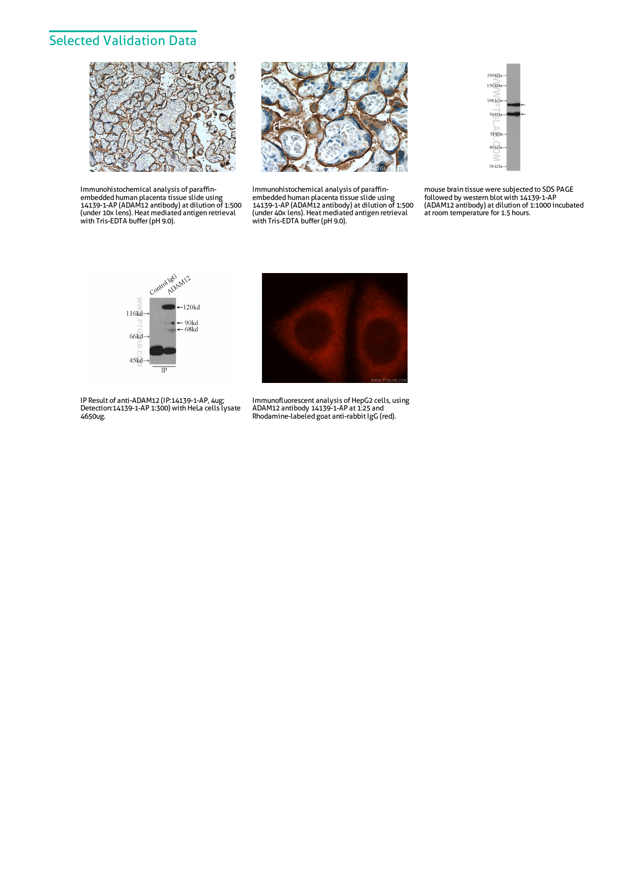## Selected Validation Data

Immunohistochemical analysis of paraffin-embedded human placenta tissue slide using 14139-1-AP (ADAM12 antibody) at dilution of 1:500 (under 10x lens). Heat mediated antigen retrieval with Tris-EDTA buffer (pH 9.0).

Immunohistochemical analysis of paraffin-embedded human placenta tissue slide using 14139-1-AP (ADAM12 antibody) at dilution of 1:500 (under 40x lens). Heat mediated antigen retrieval with Tris-EDTA buffer (pH 9.0).

250 kDa
150 kDa
100 kDa
70 kDa
50 kDa
40 kDa
30 kDa

mouse brain tissue were subjected to SDS PAGE followed by western blot with 14139-1-AP (ADAM12 antibody) at dilution of 1:1000 incubated at room temperature for 1.5 hours.

Control IgG
ADAM12
116kd
66kd
45kd
120kd
90kd
68kd
IP

IP Result of anti-ADAM12 (IP:14139-1-AP, 4ug; Detection:14139-1-AP 1:300) with HeLa cells lysate 4650ug.

Immunofluorescent analysis of HepG2 cells, using ADAM12 antibody 14139-1-AP at 1:25 and Rhodamine-labeled goat anti-rabbit IgG (red).